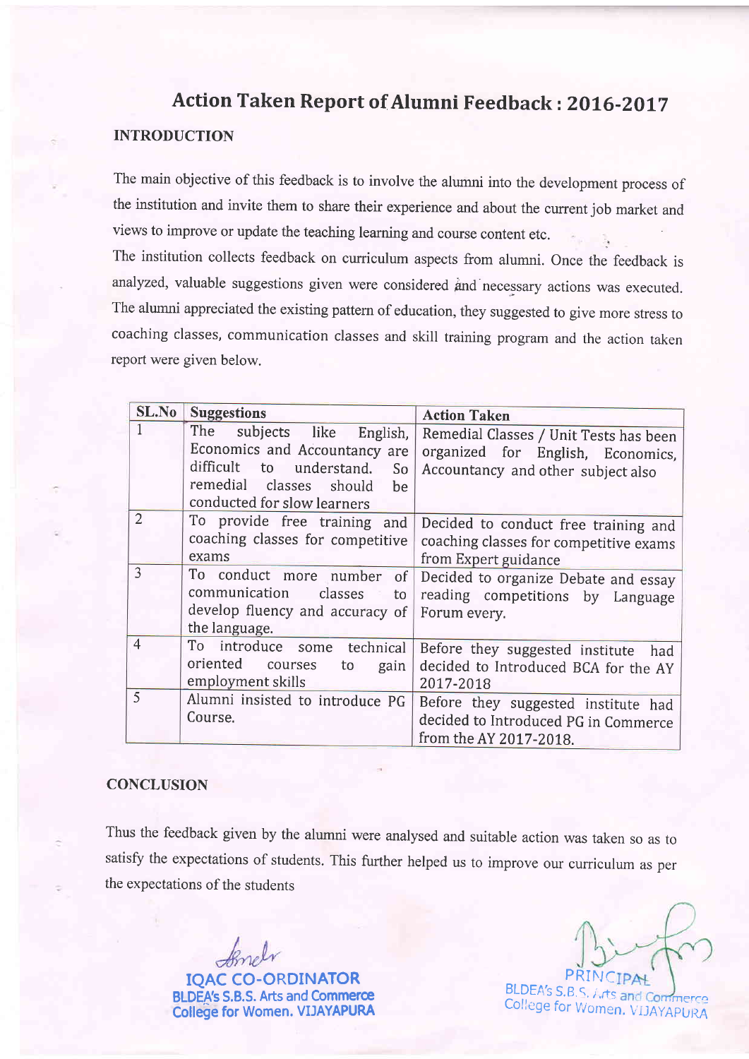# Action Taken Report of Alumni Feedback : 2016-2017

## INTRODUCTION

The main objective of this feedback is to involve the alumni into the development process of the institution and invite them to share their experience and about the current job market and views to improve or update the teaching learning and course content etc.

The institution collects feedback on curriculum aspects from alumni. Once the feedback is analyzed, valuable suggestions given were considered and necessary actions was executed. The alumni appreciated the existing pattern of education, they suggested to give more stress to coaching classes, communication classes and skill training program and the action taken report were given below.

| SL.No | Suggestions | Action Taken |
|---|---|---|
| 1 | The subjects like English, Economics and Accountancy are difficult to understand. So remedial classes should be conducted for slow learners | Remedial Classes / Unit Tests has been organized for English, Economics, Accountancy and other subject also |
| 2 | To provide free training and coaching classes for competitive exams | Decided to conduct free training and coaching classes for competitive exams from Expert guidance |
| 3 | To conduct more number of communication classes to develop fluency and accuracy of the language. | Decided to organize Debate and essay reading competitions by Language Forum every. |
| 4 | To introduce some technical oriented courses to gain employment skills | Before they suggested institute had decided to Introduced BCA for the AY 2017-2018 |
| 5 | Alumni insisted to introduce PG Course. | Before they suggested institute had decided to Introduced PG in Commerce from the AY 2017-2018. |

## CONCLUSION

Thus the feedback given by the alumni were analysed and suitable action was taken so as to satisfy the expectations of students. This further helped us to improve our curriculum as per the expectations of the students

IQAC CO-ORDINATOR
BLDEA's S.B.S. Arts and Commerce
College for Women. VIJAYAPURA

PRINCIPAL
BLDEA's S.B.S. Arts and Commerce
College for Women. VIJAYAPURA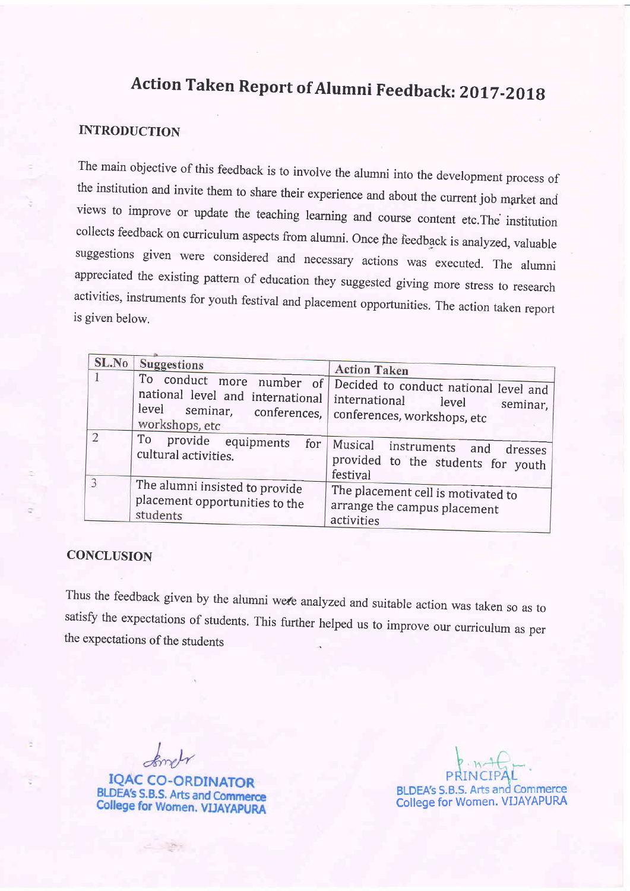# Action Taken Report of Alumni Feedback: 2017-2018

## INTRODUCTION

The main objective of this feedback is to involve the alumni into the development process of the institution and invite them to share their experience and about the current job market and views to improve or update the teaching learning and course content etc.The institution collects feedback on curriculum aspects from alumni. Once the feedback is analyzed, valuable suggestions given were considered and necessary actions was executed. The alumni appreciated the existing pattern of education they suggested giving more stress to research activities, instruments for youth festival and placement opportunities. The action taken report is given below.

| SL.No | Suggestions | Action Taken |
|---|---|---|
| 1 | To conduct more number of national level and international level seminar, conferences, workshops, etc | Decided to conduct national level and international level seminar, conferences, workshops, etc |
| 2 | To provide equipments for cultural activities. | Musical instruments and dresses provided to the students for youth festival |
| 3 | The alumni insisted to provide placement opportunities to the students | The placement cell is motivated to arrange the campus placement activities |

## CONCLUSION

Thus the feedback given by the alumni were analyzed and suitable action was taken so as to satisfy the expectations of students. This further helped us to improve our curriculum as per the expectations of the students

**IQAC CO-ORDINATOR**
BLDEA's S.B.S. Arts and Commerce
College for Women. VIJAYAPURA

**PRINCIPAL**
BLDEA's S.B.S. Arts and Commerce
College for Women. VIJAYAPURA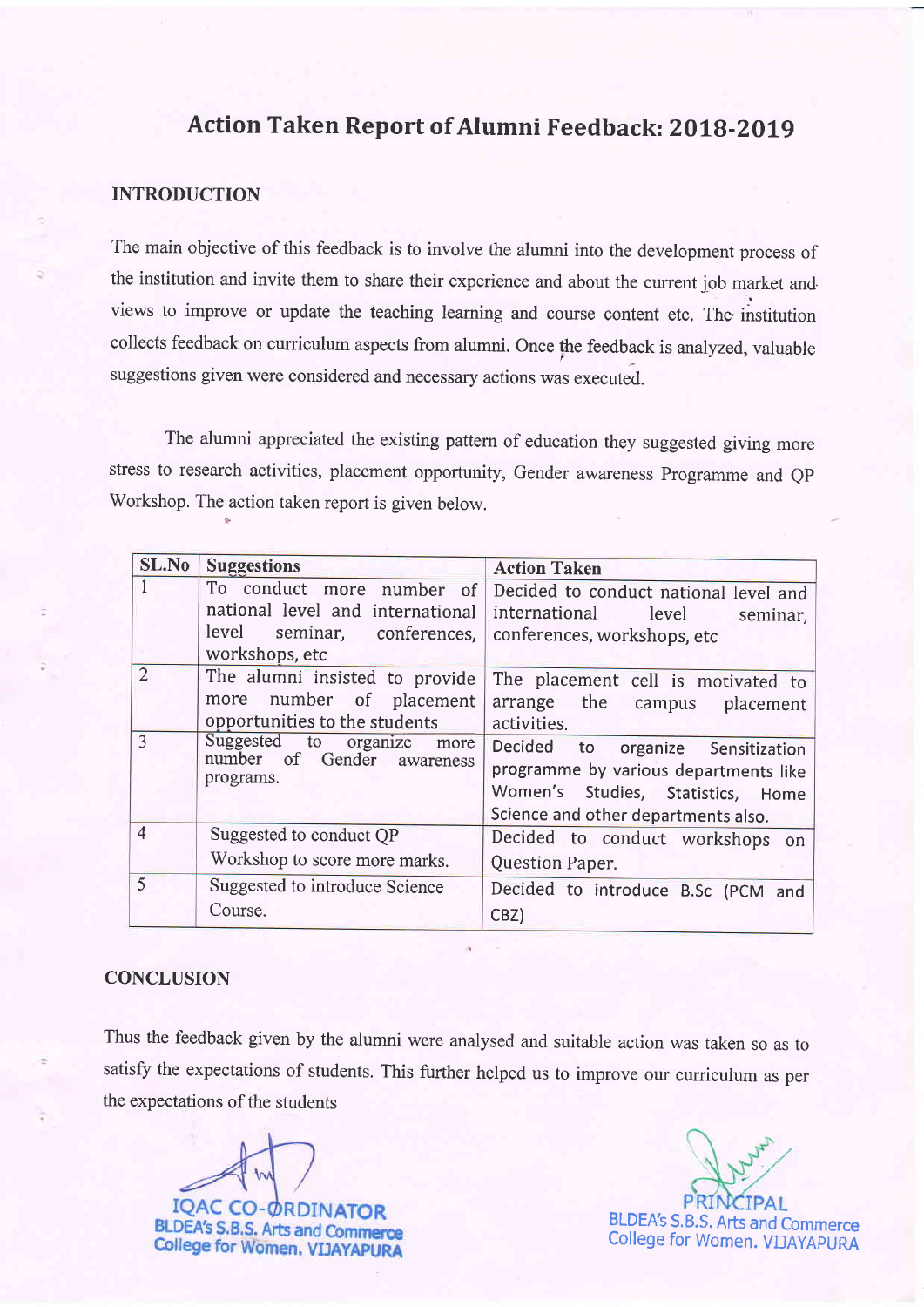# Action Taken Report of Alumni Feedback: 2018-2019

## INTRODUCTION

The main objective of this feedback is to involve the alumni into the development process of the institution and invite them to share their experience and about the current job market and views to improve or update the teaching learning and course content etc. The institution collects feedback on curriculum aspects from alumni. Once the feedback is analyzed, valuable suggestions given were considered and necessary actions was executed.

The alumni appreciated the existing pattern of education they suggested giving more stress to research activities, placement opportunity, Gender awareness Programme and QP Workshop. The action taken report is given below.

| SL.No | Suggestions | Action Taken |
|---|---|---|
| 1 | To conduct more number of national level and international level seminar, conferences, workshops, etc | Decided to conduct national level and international level seminar, conferences, workshops, etc |
| 2 | The alumni insisted to provide more number of placement opportunities to the students | The placement cell is motivated to arrange the campus placement activities. |
| 3 | Suggested to organize more number of Gender awareness programs. | Decided to organize Sensitization programme by various departments like Women's Studies, Statistics, Home Science and other departments also. |
| 4 | Suggested to conduct QP Workshop to score more marks. | Decided to conduct workshops on Question Paper. |
| 5 | Suggested to introduce Science Course. | Decided to introduce B.Sc (PCM and CBZ) |

## CONCLUSION

Thus the feedback given by the alumni were analysed and suitable action was taken so as to satisfy the expectations of students. This further helped us to improve our curriculum as per the expectations of the students

IQAC CO-ORDINATOR
BLDEA's S.B.S. Arts and Commerce
College for Women. VIJAYAPURA

PRINCIPAL
BLDEA's S.B.S. Arts and Commerce
College for Women. VIJAYAPURA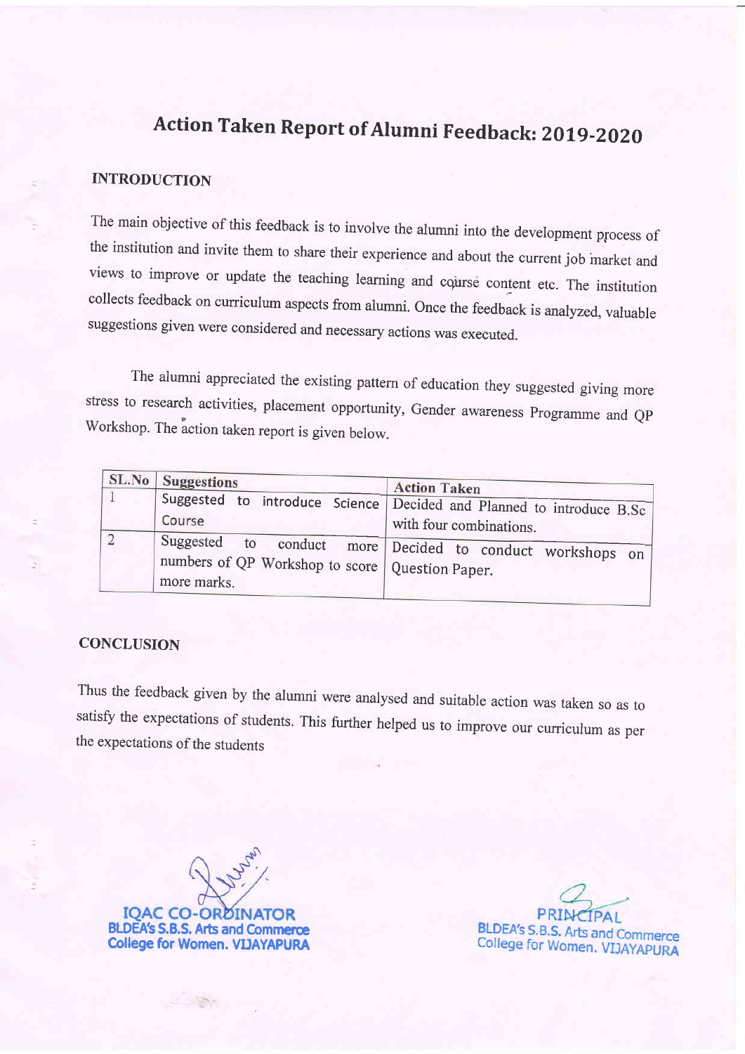# Action Taken Report of Alumni Feedback: 2019-2020

## INTRODUCTION

The main objective of this feedback is to involve the alumni into the development process of the institution and invite them to share their experience and about the current job market and views to improve or update the teaching learning and course content etc. The institution collects feedback on curriculum aspects from alumni. Once the feedback is analyzed, valuable suggestions given were considered and necessary actions was executed.

The alumni appreciated the existing pattern of education they suggested giving more stress to research activities, placement opportunity, Gender awareness Programme and QP Workshop. The action taken report is given below.

| SL.No | Suggestions | Action Taken |
|---|---|---|
| 1 | Suggested to introduce Science Course | Decided and Planned to introduce B.Sc with four combinations. |
| 2 | Suggested to conduct more numbers of QP Workshop to score more marks. | Decided to conduct workshops on Question Paper. |

## CONCLUSION

Thus the feedback given by the alumni were analysed and suitable action was taken so as to satisfy the expectations of students. This further helped us to improve our curriculum as per the expectations of the students

IQAC CO-ORDINATOR
BLDEA's S.B.S. Arts and Commerce
College for Women. VIJAYAPURA

PRINCIPAL
BLDEA's S.B.S. Arts and Commerce
College for Women. VIJAYAPURA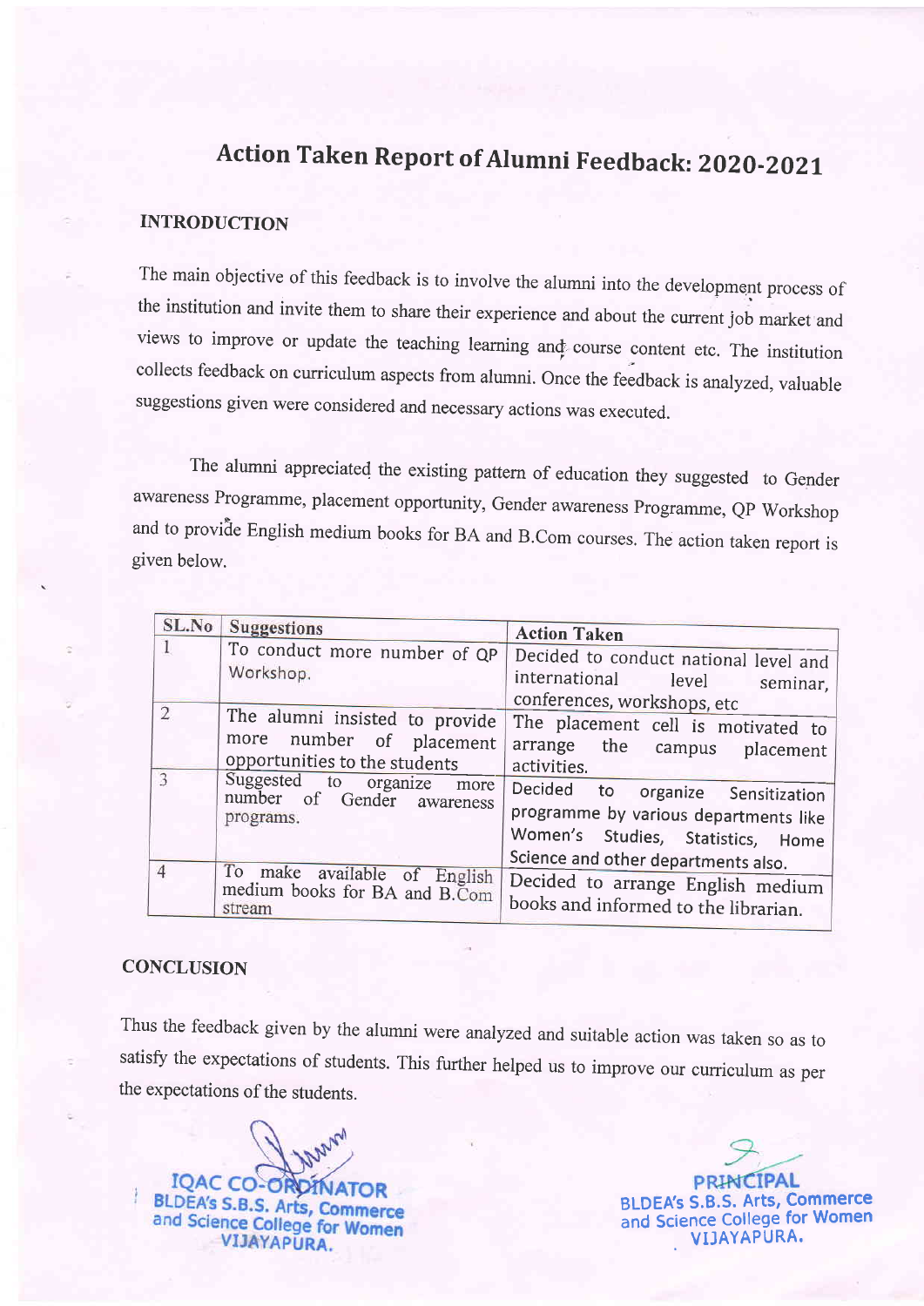# Action Taken Report of Alumni Feedback: 2020-2021

## INTRODUCTION

The main objective of this feedback is to involve the alumni into the development process of the institution and invite them to share their experience and about the current job market and views to improve or update the teaching learning and course content etc. The institution collects feedback on curriculum aspects from alumni. Once the feedback is analyzed, valuable suggestions given were considered and necessary actions was executed.

The alumni appreciated the existing pattern of education they suggested to Gender awareness Programme, placement opportunity, Gender awareness Programme, QP Workshop and to provide English medium books for BA and B.Com courses. The action taken report is given below.

| SL.No | Suggestions | Action Taken |
|---|---|---|
| 1 | To conduct more number of QP Workshop. | Decided to conduct national level and international level seminar, conferences, workshops, etc |
| 2 | The alumni insisted to provide more number of placement opportunities to the students | The placement cell is motivated to arrange the campus placement activities. |
| 3 | Suggested to organize more number of Gender awareness programs. | Decided to organize Sensitization programme by various departments like Women's Studies, Statistics, Home Science and other departments also. |
| 4 | To make available of English medium books for BA and B.Com stream | Decided to arrange English medium books and informed to the librarian. |

## CONCLUSION

Thus the feedback given by the alumni were analyzed and suitable action was taken so as to satisfy the expectations of students. This further helped us to improve our curriculum as per the expectations of the students.

IQAC CO-ORDINATOR
BLDEA's S.B.S. Arts, Commerce and Science College for Women
VIJAYAPURA.

PRINCIPAL
BLDEA's S.B.S. Arts, Commerce and Science College for Women
VIJAYAPURA.